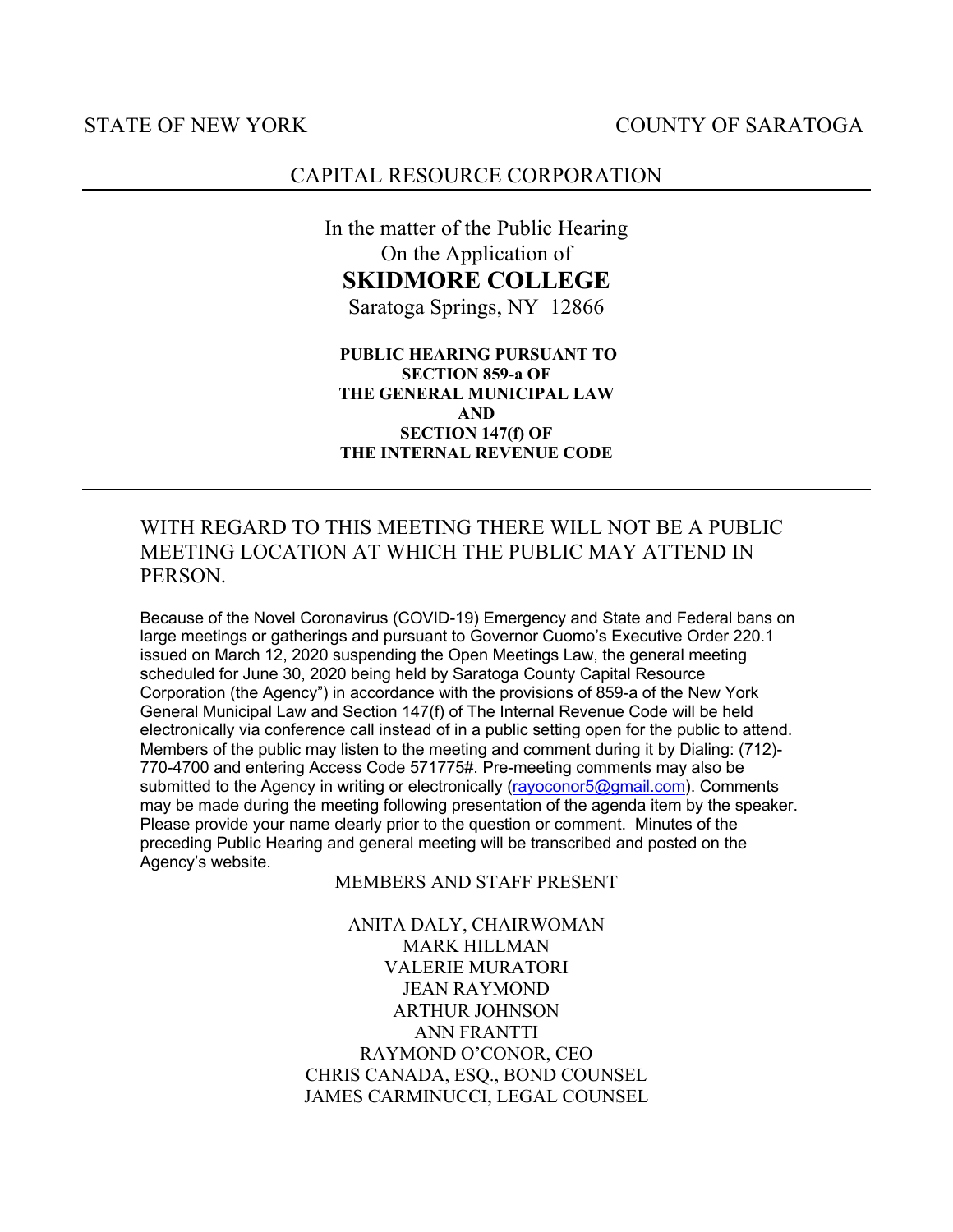STATE OF NEW YORK COUNTY OF SARATOGA

CAPITAL RESOURCE CORPORATION

In the matter of the Public Hearing
On the Application of

# SKIDMORE COLLEGE

Saratoga Springs, NY 12866

**PUBLIC HEARING PURSUANT TO SECTION 859-a OF THE GENERAL MUNICIPAL LAW AND SECTION 147(f) OF THE INTERNAL REVENUE CODE**

---

WITH REGARD TO THIS MEETING THERE WILL NOT BE A PUBLIC MEETING LOCATION AT WHICH THE PUBLIC MAY ATTEND IN PERSON.

Because of the Novel Coronavirus (COVID-19) Emergency and State and Federal bans on large meetings or gatherings and pursuant to Governor Cuomo's Executive Order 220.1 issued on March 12, 2020 suspending the Open Meetings Law, the general meeting scheduled for June 30, 2020 being held by Saratoga County Capital Resource Corporation (the Agency") in accordance with the provisions of 859-a of the New York General Municipal Law and Section 147(f) of The Internal Revenue Code will be held electronically via conference call instead of in a public setting open for the public to attend. Members of the public may listen to the meeting and comment during it by Dialing: (712)-770-4700 and entering Access Code 571775#. Pre-meeting comments may also be submitted to the Agency in writing or electronically (rayoconor5@gmail.com). Comments may be made during the meeting following presentation of the agenda item by the speaker. Please provide your name clearly prior to the question or comment. Minutes of the preceding Public Hearing and general meeting will be transcribed and posted on the Agency's website.

MEMBERS AND STAFF PRESENT

ANITA DALY, CHAIRWOMAN
MARK HILLMAN
VALERIE MURATORI
JEAN RAYMOND
ARTHUR JOHNSON
ANN FRANTTI
RAYMOND O'CONOR, CEO
CHRIS CANADA, ESQ., BOND COUNSEL
JAMES CARMINUCCI, LEGAL COUNSEL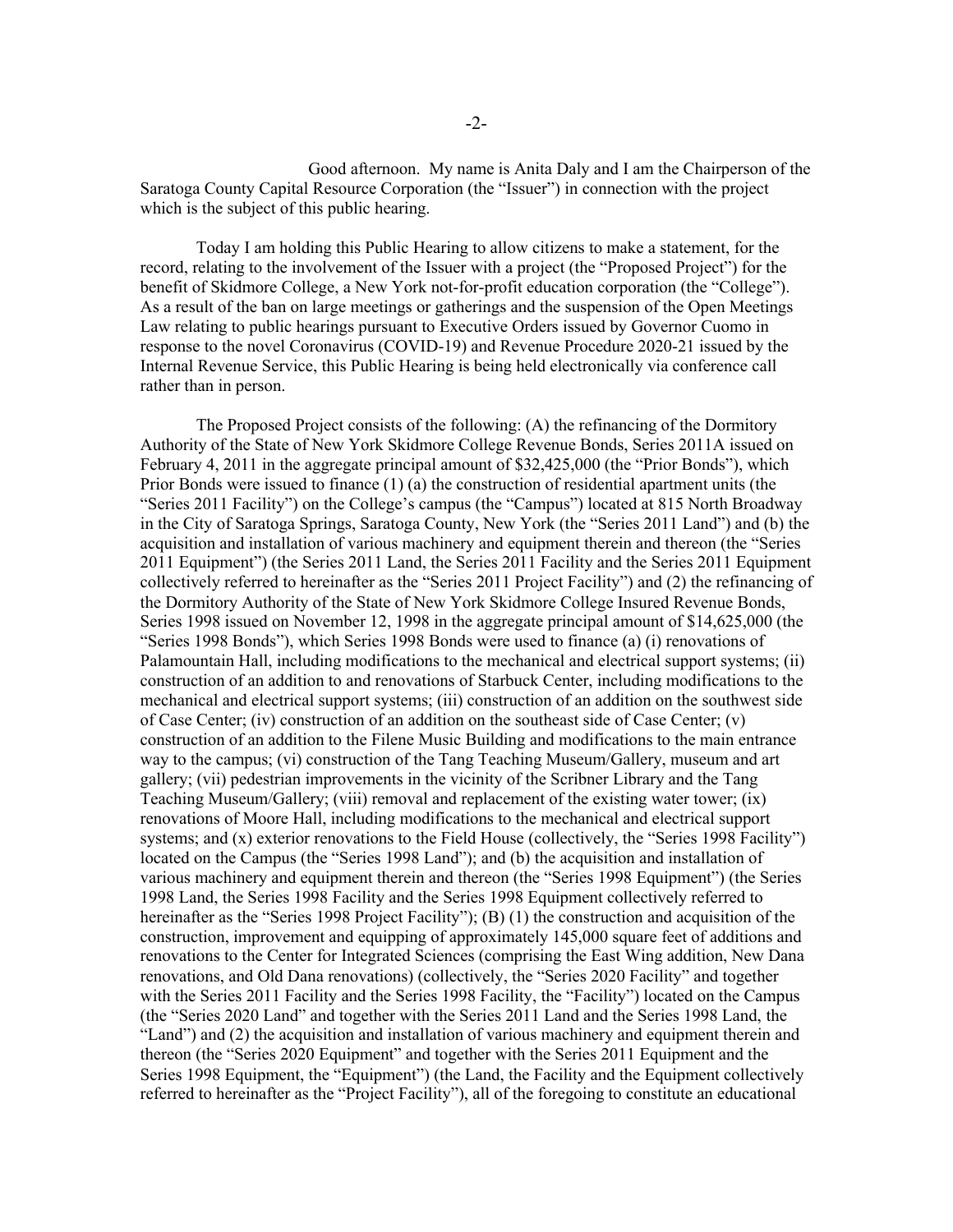Good afternoon. My name is Anita Daly and I am the Chairperson of the Saratoga County Capital Resource Corporation (the "Issuer") in connection with the project which is the subject of this public hearing.

Today I am holding this Public Hearing to allow citizens to make a statement, for the record, relating to the involvement of the Issuer with a project (the "Proposed Project") for the benefit of Skidmore College, a New York not-for-profit education corporation (the "College"). As a result of the ban on large meetings or gatherings and the suspension of the Open Meetings Law relating to public hearings pursuant to Executive Orders issued by Governor Cuomo in response to the novel Coronavirus (COVID-19) and Revenue Procedure 2020-21 issued by the Internal Revenue Service, this Public Hearing is being held electronically via conference call rather than in person.

The Proposed Project consists of the following: (A) the refinancing of the Dormitory Authority of the State of New York Skidmore College Revenue Bonds, Series 2011A issued on February 4, 2011 in the aggregate principal amount of $32,425,000 (the "Prior Bonds"), which Prior Bonds were issued to finance (1) (a) the construction of residential apartment units (the "Series 2011 Facility") on the College's campus (the "Campus") located at 815 North Broadway in the City of Saratoga Springs, Saratoga County, New York (the "Series 2011 Land") and (b) the acquisition and installation of various machinery and equipment therein and thereon (the "Series 2011 Equipment") (the Series 2011 Land, the Series 2011 Facility and the Series 2011 Equipment collectively referred to hereinafter as the "Series 2011 Project Facility") and (2) the refinancing of the Dormitory Authority of the State of New York Skidmore College Insured Revenue Bonds, Series 1998 issued on November 12, 1998 in the aggregate principal amount of $14,625,000 (the "Series 1998 Bonds"), which Series 1998 Bonds were used to finance (a) (i) renovations of Palamountain Hall, including modifications to the mechanical and electrical support systems; (ii) construction of an addition to and renovations of Starbuck Center, including modifications to the mechanical and electrical support systems; (iii) construction of an addition on the southwest side of Case Center; (iv) construction of an addition on the southeast side of Case Center; (v) construction of an addition to the Filene Music Building and modifications to the main entrance way to the campus; (vi) construction of the Tang Teaching Museum/Gallery, museum and art gallery; (vii) pedestrian improvements in the vicinity of the Scribner Library and the Tang Teaching Museum/Gallery; (viii) removal and replacement of the existing water tower; (ix) renovations of Moore Hall, including modifications to the mechanical and electrical support systems; and (x) exterior renovations to the Field House (collectively, the "Series 1998 Facility") located on the Campus (the "Series 1998 Land"); and (b) the acquisition and installation of various machinery and equipment therein and thereon (the "Series 1998 Equipment") (the Series 1998 Land, the Series 1998 Facility and the Series 1998 Equipment collectively referred to hereinafter as the "Series 1998 Project Facility"); (B) (1) the construction and acquisition of the construction, improvement and equipping of approximately 145,000 square feet of additions and renovations to the Center for Integrated Sciences (comprising the East Wing addition, New Dana renovations, and Old Dana renovations) (collectively, the "Series 2020 Facility" and together with the Series 2011 Facility and the Series 1998 Facility, the "Facility") located on the Campus (the "Series 2020 Land" and together with the Series 2011 Land and the Series 1998 Land, the "Land") and (2) the acquisition and installation of various machinery and equipment therein and thereon (the "Series 2020 Equipment" and together with the Series 2011 Equipment and the Series 1998 Equipment, the "Equipment") (the Land, the Facility and the Equipment collectively referred to hereinafter as the "Project Facility"), all of the foregoing to constitute an educational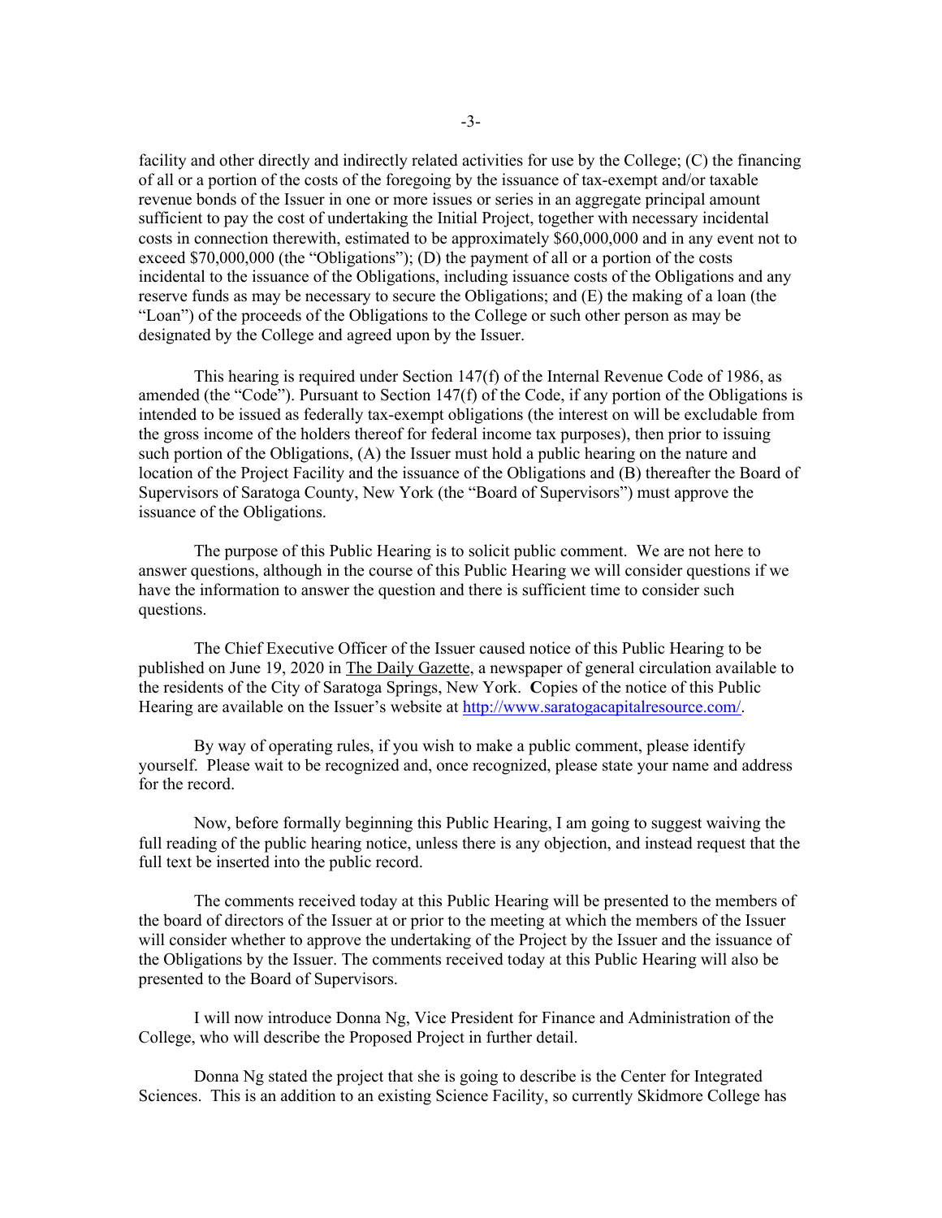facility and other directly and indirectly related activities for use by the College; (C) the financing of all or a portion of the costs of the foregoing by the issuance of tax-exempt and/or taxable revenue bonds of the Issuer in one or more issues or series in an aggregate principal amount sufficient to pay the cost of undertaking the Initial Project, together with necessary incidental costs in connection therewith, estimated to be approximately $60,000,000 and in any event not to exceed $70,000,000 (the "Obligations"); (D) the payment of all or a portion of the costs incidental to the issuance of the Obligations, including issuance costs of the Obligations and any reserve funds as may be necessary to secure the Obligations; and (E) the making of a loan (the "Loan") of the proceeds of the Obligations to the College or such other person as may be designated by the College and agreed upon by the Issuer.

This hearing is required under Section 147(f) of the Internal Revenue Code of 1986, as amended (the "Code"). Pursuant to Section 147(f) of the Code, if any portion of the Obligations is intended to be issued as federally tax-exempt obligations (the interest on will be excludable from the gross income of the holders thereof for federal income tax purposes), then prior to issuing such portion of the Obligations, (A) the Issuer must hold a public hearing on the nature and location of the Project Facility and the issuance of the Obligations and (B) thereafter the Board of Supervisors of Saratoga County, New York (the "Board of Supervisors") must approve the issuance of the Obligations.

The purpose of this Public Hearing is to solicit public comment. We are not here to answer questions, although in the course of this Public Hearing we will consider questions if we have the information to answer the question and there is sufficient time to consider such questions.

The Chief Executive Officer of the Issuer caused notice of this Public Hearing to be published on June 19, 2020 in The Daily Gazette, a newspaper of general circulation available to the residents of the City of Saratoga Springs, New York. Copies of the notice of this Public Hearing are available on the Issuer's website at http://www.saratogacapitalresource.com/.

By way of operating rules, if you wish to make a public comment, please identify yourself. Please wait to be recognized and, once recognized, please state your name and address for the record.

Now, before formally beginning this Public Hearing, I am going to suggest waiving the full reading of the public hearing notice, unless there is any objection, and instead request that the full text be inserted into the public record.

The comments received today at this Public Hearing will be presented to the members of the board of directors of the Issuer at or prior to the meeting at which the members of the Issuer will consider whether to approve the undertaking of the Project by the Issuer and the issuance of the Obligations by the Issuer. The comments received today at this Public Hearing will also be presented to the Board of Supervisors.

I will now introduce Donna Ng, Vice President for Finance and Administration of the College, who will describe the Proposed Project in further detail.

Donna Ng stated the project that she is going to describe is the Center for Integrated Sciences. This is an addition to an existing Science Facility, so currently Skidmore College has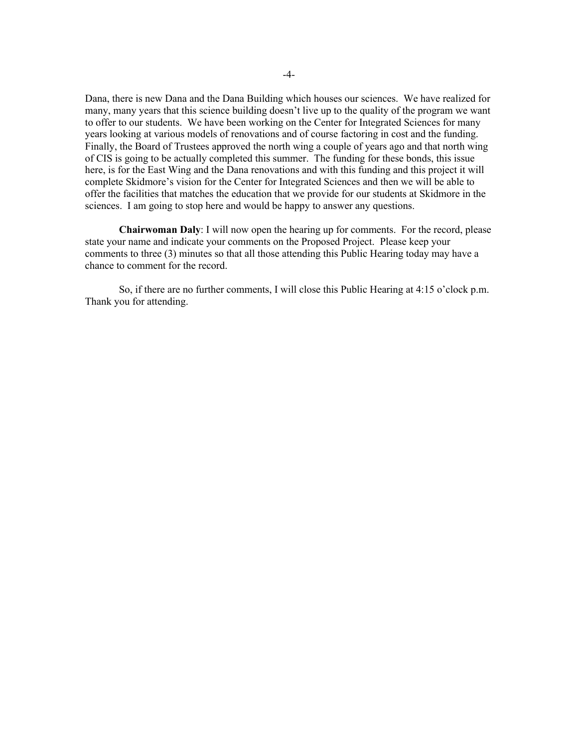Dana, there is new Dana and the Dana Building which houses our sciences. We have realized for many, many years that this science building doesn't live up to the quality of the program we want to offer to our students. We have been working on the Center for Integrated Sciences for many years looking at various models of renovations and of course factoring in cost and the funding. Finally, the Board of Trustees approved the north wing a couple of years ago and that north wing of CIS is going to be actually completed this summer. The funding for these bonds, this issue here, is for the East Wing and the Dana renovations and with this funding and this project it will complete Skidmore's vision for the Center for Integrated Sciences and then we will be able to offer the facilities that matches the education that we provide for our students at Skidmore in the sciences. I am going to stop here and would be happy to answer any questions.

**Chairwoman Daly**: I will now open the hearing up for comments. For the record, please state your name and indicate your comments on the Proposed Project. Please keep your comments to three (3) minutes so that all those attending this Public Hearing today may have a chance to comment for the record.

So, if there are no further comments, I will close this Public Hearing at 4:15 o'clock p.m. Thank you for attending.